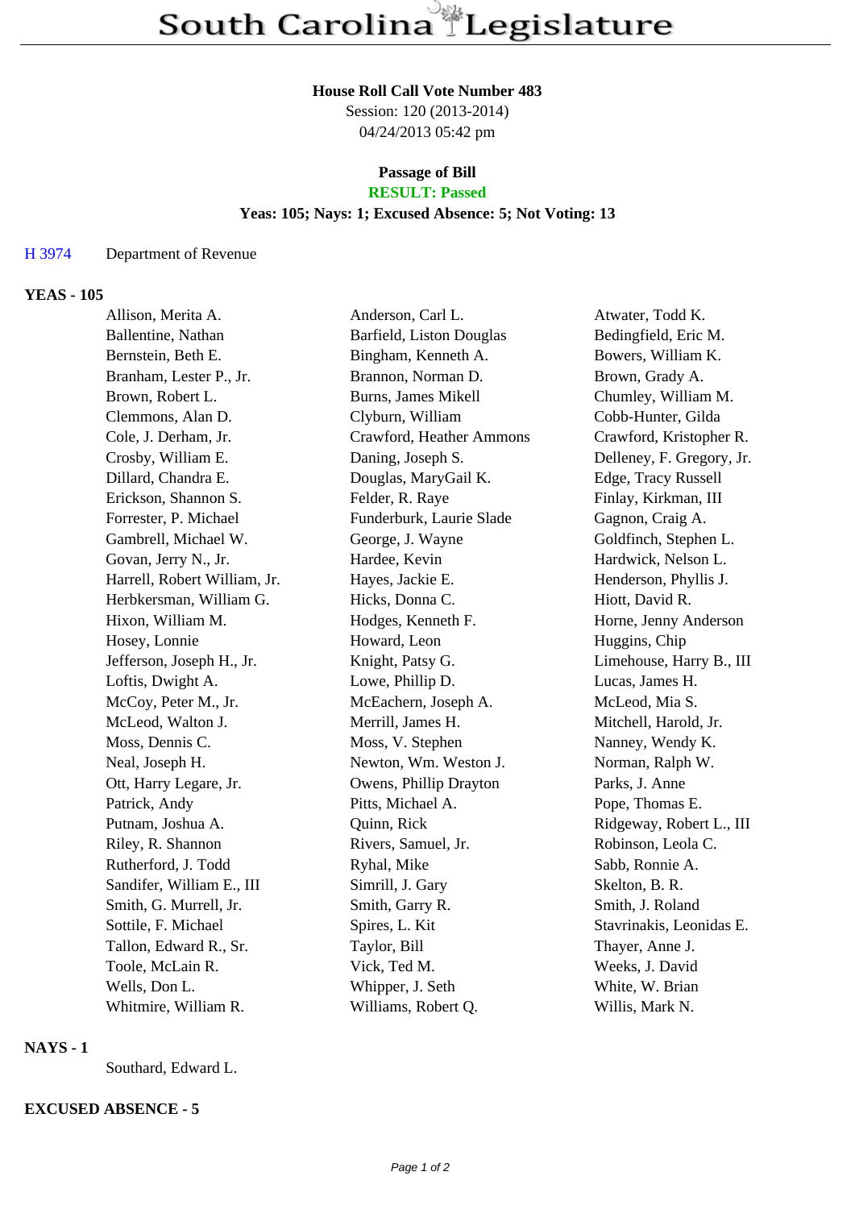# South Carolina Legislature

**House Roll Call Vote Number 483**
Session: 120 (2013-2014)
04/24/2013 05:42 pm

**Passage of Bill**
**RESULT: Passed**
**Yeas: 105; Nays: 1; Excused Absence: 5; Not Voting: 13**

H 3974 Department of Revenue

**YEAS - 105**

| | | |
|---|---|---|
| Allison, Merita A. | Anderson, Carl L. | Atwater, Todd K. |
| Ballentine, Nathan | Barfield, Liston Douglas | Bedingfield, Eric M. |
| Bernstein, Beth E. | Bingham, Kenneth A. | Bowers, William K. |
| Branham, Lester P., Jr. | Brannon, Norman D. | Brown, Grady A. |
| Brown, Robert L. | Burns, James Mikell | Chumley, William M. |
| Clemmons, Alan D. | Clyburn, William | Cobb-Hunter, Gilda |
| Cole, J. Derham, Jr. | Crawford, Heather Ammons | Crawford, Kristopher R. |
| Crosby, William E. | Daning, Joseph S. | Delleney, F. Gregory, Jr. |
| Dillard, Chandra E. | Douglas, MaryGail K. | Edge, Tracy Russell |
| Erickson, Shannon S. | Felder, R. Raye | Finlay, Kirkman, III |
| Forrester, P. Michael | Funderburk, Laurie Slade | Gagnon, Craig A. |
| Gambrell, Michael W. | George, J. Wayne | Goldfinch, Stephen L. |
| Govan, Jerry N., Jr. | Hardee, Kevin | Hardwick, Nelson L. |
| Harrell, Robert William, Jr. | Hayes, Jackie E. | Henderson, Phyllis J. |
| Herbkersman, William G. | Hicks, Donna C. | Hiott, David R. |
| Hixon, William M. | Hodges, Kenneth F. | Horne, Jenny Anderson |
| Hosey, Lonnie | Howard, Leon | Huggins, Chip |
| Jefferson, Joseph H., Jr. | Knight, Patsy G. | Limehouse, Harry B., III |
| Loftis, Dwight A. | Lowe, Phillip D. | Lucas, James H. |
| McCoy, Peter M., Jr. | McEachern, Joseph A. | McLeod, Mia S. |
| McLeod, Walton J. | Merrill, James H. | Mitchell, Harold, Jr. |
| Moss, Dennis C. | Moss, V. Stephen | Nanney, Wendy K. |
| Neal, Joseph H. | Newton, Wm. Weston J. | Norman, Ralph W. |
| Ott, Harry Legare, Jr. | Owens, Phillip Drayton | Parks, J. Anne |
| Patrick, Andy | Pitts, Michael A. | Pope, Thomas E. |
| Putnam, Joshua A. | Quinn, Rick | Ridgeway, Robert L., III |
| Riley, R. Shannon | Rivers, Samuel, Jr. | Robinson, Leola C. |
| Rutherford, J. Todd | Ryhal, Mike | Sabb, Ronnie A. |
| Sandifer, William E., III | Simrill, J. Gary | Skelton, B. R. |
| Smith, G. Murrell, Jr. | Smith, Garry R. | Smith, J. Roland |
| Sottile, F. Michael | Spires, L. Kit | Stavrinakis, Leonidas E. |
| Tallon, Edward R., Sr. | Taylor, Bill | Thayer, Anne J. |
| Toole, McLain R. | Vick, Ted M. | Weeks, J. David |
| Wells, Don L. | Whipper, J. Seth | White, W. Brian |
| Whitmire, William R. | Williams, Robert Q. | Willis, Mark N. |

**NAYS - 1**

Southard, Edward L.

**EXCUSED ABSENCE - 5**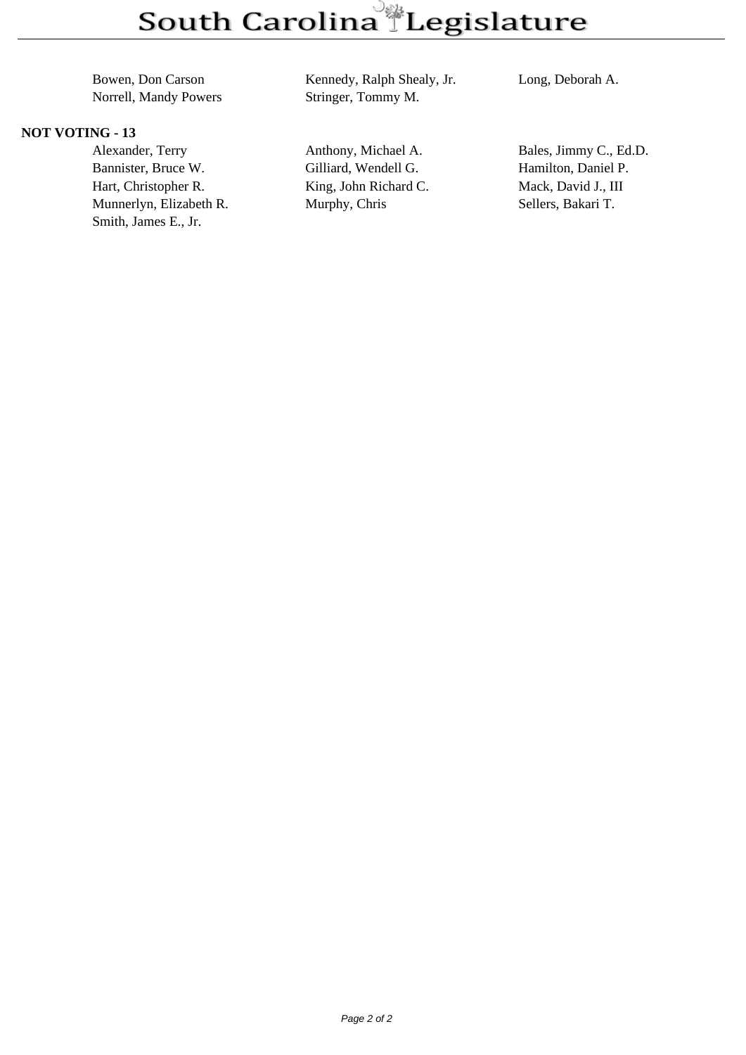| | | |
|---|---|---|
| Bowen, Don Carson | Kennedy, Ralph Shealy, Jr. | Long, Deborah A. |
| Norrell, Mandy Powers | Stringer, Tommy M. | |

**NOT VOTING - 13**

| | | |
|---|---|---|
| Alexander, Terry | Anthony, Michael A. | Bales, Jimmy C., Ed.D. |
| Bannister, Bruce W. | Gilliard, Wendell G. | Hamilton, Daniel P. |
| Hart, Christopher R. | King, John Richard C. | Mack, David J., III |
| Munnerlyn, Elizabeth R. | Murphy, Chris | Sellers, Bakari T. |
| Smith, James E., Jr. | | |